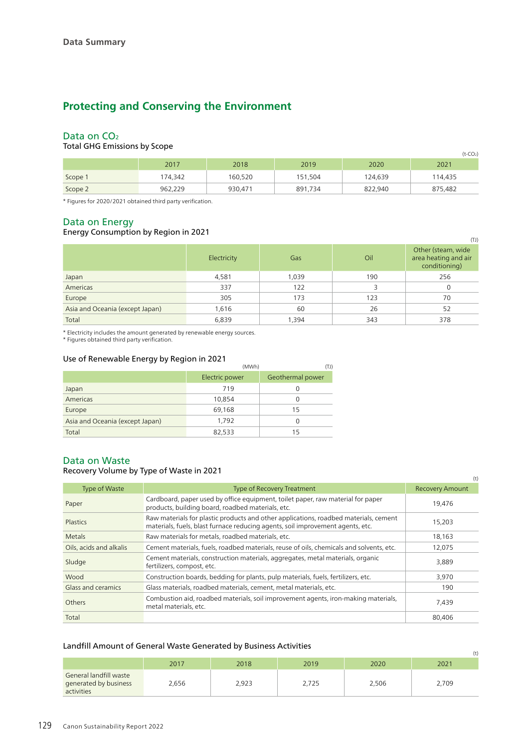Data Summary

# Protecting and Conserving the Environment

## Data on $CO_2$

### Total GHG Emissions by Scope

($t\text{-}CO_2$)

| | 2017 | 2018 | 2019 | 2020 | 2021 |
|---|---|---|---|---|---|
| Scope 1 | 174,342 | 160,520 | 151,504 | 124,639 | 114,435 |
| Scope 2 | 962,229 | 930,471 | 891,734 | 822,940 | 875,482 |

* Figures for 2020/2021 obtained third party verification.

## Data on Energy

### Energy Consumption by Region in 2021

(TJ)

| | Electricity | Gas | Oil | Other (steam, wide area heating and air conditioning) |
|---|---|---|---|---|
| Japan | 4,581 | 1,039 | 190 | 256 |
| Americas | 337 | 122 | 3 | 0 |
| Europe | 305 | 173 | 123 | 70 |
| Asia and Oceania (except Japan) | 1,616 | 60 | 26 | 52 |
| Total | 6,839 | 1,394 | 343 | 378 |

* Electricity includes the amount generated by renewable energy sources.
* Figures obtained third party verification.

### Use of Renewable Energy by Region in 2021

| | Electric power (MWh) | Geothermal power (TJ) |
|---|---|---|
| Japan | 719 | 0 |
| Americas | 10,854 | 0 |
| Europe | 69,168 | 15 |
| Asia and Oceania (except Japan) | 1,792 | 0 |
| Total | 82,533 | 15 |

## Data on Waste

### Recovery Volume by Type of Waste in 2021

(t)

| Type of Waste | Type of Recovery Treatment | Recovery Amount |
|---|---|---|
| Paper | Cardboard, paper used by office equipment, toilet paper, raw material for paper products, building board, roadbed materials, etc. | 19,476 |
| Plastics | Raw materials for plastic products and other applications, roadbed materials, cement materials, fuels, blast furnace reducing agents, soil improvement agents, etc. | 15,203 |
| Metals | Raw materials for metals, roadbed materials, etc. | 18,163 |
| Oils, acids and alkalis | Cement materials, fuels, roadbed materials, reuse of oils, chemicals and solvents, etc. | 12,075 |
| Sludge | Cement materials, construction materials, aggregates, metal materials, organic fertilizers, compost, etc. | 3,889 |
| Wood | Construction boards, bedding for plants, pulp materials, fuels, fertilizers, etc. | 3,970 |
| Glass and ceramics | Glass materials, roadbed materials, cement, metal materials, etc. | 190 |
| Others | Combustion aid, roadbed materials, soil improvement agents, iron-making materials, metal materials, etc. | 7,439 |
| Total | | 80,406 |

### Landfill Amount of General Waste Generated by Business Activities

(t)

| | 2017 | 2018 | 2019 | 2020 | 2021 |
|---|---|---|---|---|---|
| General landfill waste generated by business activities | 2,656 | 2,923 | 2,725 | 2,506 | 2,709 |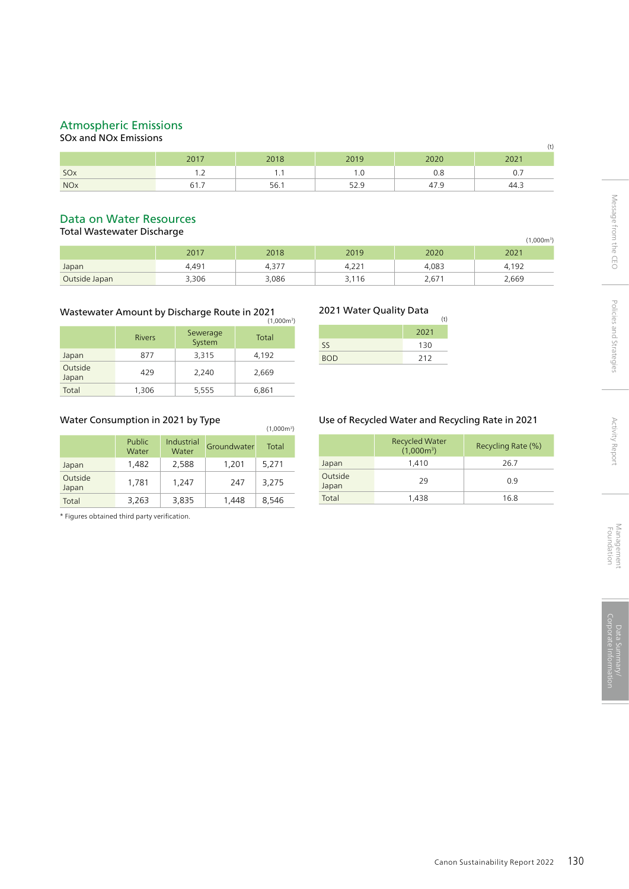## Atmospheric Emissions

### SOx and NOx Emissions

(t)

| | 2017 | 2018 | 2019 | 2020 | 2021 |
|---|---|---|---|---|---|
| SOx | 1.2 | 1.1 | 1.0 | 0.8 | 0.7 |
| NOx | 61.7 | 56.1 | 52.9 | 47.9 | 44.3 |

## Data on Water Resources

### Total Wastewater Discharge

(1,000m$^3$)

| | 2017 | 2018 | 2019 | 2020 | 2021 |
|---|---|---|---|---|---|
| Japan | 4,491 | 4,377 | 4,221 | 4,083 | 4,192 |
| Outside Japan | 3,306 | 3,086 | 3,116 | 2,671 | 2,669 |

### Wastewater Amount by Discharge Route in 2021

(1,000m$^3$)

| | Rivers | Sewerage System | Total |
|---|---|---|---|
| Japan | 877 | 3,315 | 4,192 |
| Outside Japan | 429 | 2,240 | 2,669 |
| Total | 1,306 | 5,555 | 6,861 |

### 2021 Water Quality Data

(t)

| | 2021 |
|---|---|
| SS | 130 |
| BOD | 212 |

### Water Consumption in 2021 by Type

(1,000m$^3$)

| | Public Water | Industrial Water | Groundwater | Total |
|---|---|---|---|---|
| Japan | 1,482 | 2,588 | 1,201 | 5,271 |
| Outside Japan | 1,781 | 1,247 | 247 | 3,275 |
| Total | 3,263 | 3,835 | 1,448 | 8,546 |

\* Figures obtained third party verification.

### Use of Recycled Water and Recycling Rate in 2021

| | Recycled Water (1,000m$^3$) | Recycling Rate (%) |
|---|---|---|
| Japan | 1,410 | 26.7 |
| Outside Japan | 29 | 0.9 |
| Total | 1,438 | 16.8 |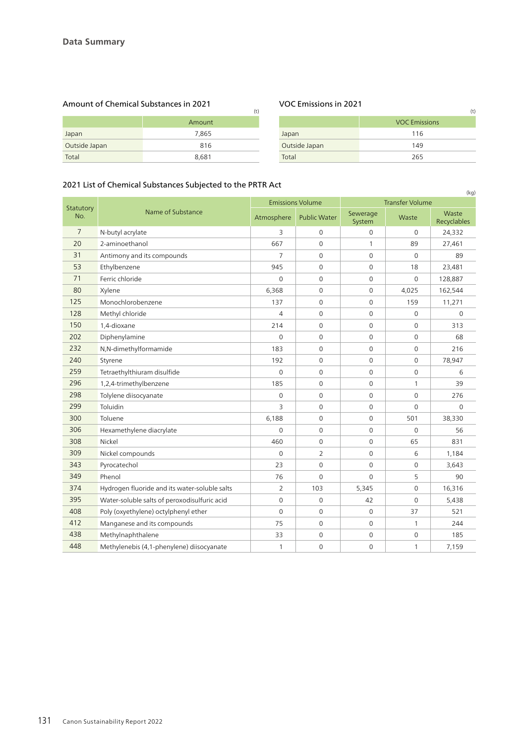# Data Summary

### Amount of Chemical Substances in 2021

(t)

| | Amount |
|---|---|
| Japan | 7,865 |
| Outside Japan | 816 |
| Total | 8,681 |

### VOC Emissions in 2021

(t)

| | VOC Emissions |
|---|---|
| Japan | 116 |
| Outside Japan | 149 |
| Total | 265 |

### 2021 List of Chemical Substances Subjected to the PRTR Act

(kg)

| Statutory No. | Name of Substance | Emissions Volume | | Transfer Volume | | |
|---|---|---|---|---|---|---|
| | | Atmosphere | Public Water | Sewerage System | Waste | Waste Recyclables |
| 7 | N-butyl acrylate | 3 | 0 | 0 | 0 | 24,332 |
| 20 | 2-aminoethanol | 667 | 0 | 1 | 89 | 27,461 |
| 31 | Antimony and its compounds | 7 | 0 | 0 | 0 | 89 |
| 53 | Ethylbenzene | 945 | 0 | 0 | 18 | 23,481 |
| 71 | Ferric chloride | 0 | 0 | 0 | 0 | 128,887 |
| 80 | Xylene | 6,368 | 0 | 0 | 4,025 | 162,544 |
| 125 | Monochlorobenzene | 137 | 0 | 0 | 159 | 11,271 |
| 128 | Methyl chloride | 4 | 0 | 0 | 0 | 0 |
| 150 | 1,4-dioxane | 214 | 0 | 0 | 0 | 313 |
| 202 | Diphenylamine | 0 | 0 | 0 | 0 | 68 |
| 232 | N,N-dimethylformamide | 183 | 0 | 0 | 0 | 216 |
| 240 | Styrene | 192 | 0 | 0 | 0 | 78,947 |
| 259 | Tetraethylthiuram disulfide | 0 | 0 | 0 | 0 | 6 |
| 296 | 1,2,4-trimethylbenzene | 185 | 0 | 0 | 1 | 39 |
| 298 | Tolylene diisocyanate | 0 | 0 | 0 | 0 | 276 |
| 299 | Toluidin | 3 | 0 | 0 | 0 | 0 |
| 300 | Toluene | 6,188 | 0 | 0 | 501 | 38,330 |
| 306 | Hexamethylene diacrylate | 0 | 0 | 0 | 0 | 56 |
| 308 | Nickel | 460 | 0 | 0 | 65 | 831 |
| 309 | Nickel compounds | 0 | 2 | 0 | 6 | 1,184 |
| 343 | Pyrocatechol | 23 | 0 | 0 | 0 | 3,643 |
| 349 | Phenol | 76 | 0 | 0 | 5 | 90 |
| 374 | Hydrogen fluoride and its water-soluble salts | 2 | 103 | 5,345 | 0 | 16,316 |
| 395 | Water-soluble salts of peroxodisulfuric acid | 0 | 0 | 42 | 0 | 5,438 |
| 408 | Poly (oxyethylene) octylphenyl ether | 0 | 0 | 0 | 37 | 521 |
| 412 | Manganese and its compounds | 75 | 0 | 0 | 1 | 244 |
| 438 | Methylnaphthalene | 33 | 0 | 0 | 0 | 185 |
| 448 | Methylenebis (4,1-phenylene) diisocyanate | 1 | 0 | 0 | 1 | 7,159 |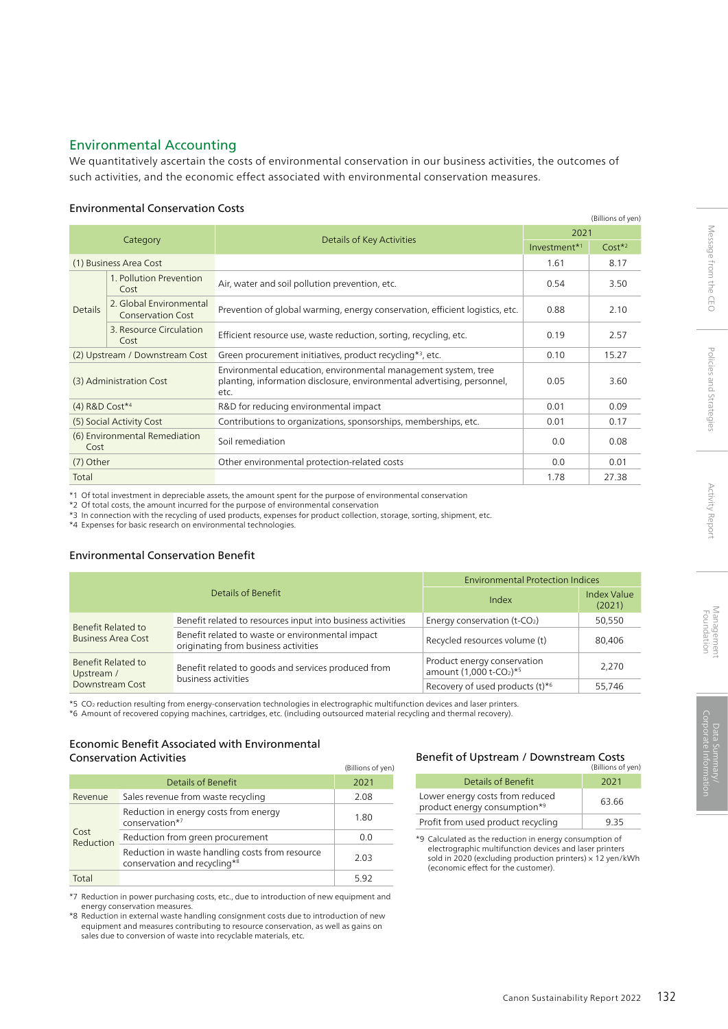## Environmental Accounting

We quantitatively ascertain the costs of environmental conservation in our business activities, the outcomes of such activities, and the economic effect associated with environmental conservation measures.

### Environmental Conservation Costs

(Billions of yen)

| Category | | Details of Key Activities | 2021 | |
|---|---|---|---|---|
| | | | Investment*1 | Cost*2 |
| (1) Business Area Cost | | | 1.61 | 8.17 |
| Details | 1. Pollution Prevention Cost | Air, water and soil pollution prevention, etc. | 0.54 | 3.50 |
| | 2. Global Environmental Conservation Cost | Prevention of global warming, energy conservation, efficient logistics, etc. | 0.88 | 2.10 |
| | 3. Resource Circulation Cost | Efficient resource use, waste reduction, sorting, recycling, etc. | 0.19 | 2.57 |
| (2) Upstream / Downstream Cost | | Green procurement initiatives, product recycling*3, etc. | 0.10 | 15.27 |
| (3) Administration Cost | | Environmental education, environmental management system, tree planting, information disclosure, environmental advertising, personnel, etc. | 0.05 | 3.60 |
| (4) R&D Cost*4 | | R&D for reducing environmental impact | 0.01 | 0.09 |
| (5) Social Activity Cost | | Contributions to organizations, sponsorships, memberships, etc. | 0.01 | 0.17 |
| (6) Environmental Remediation Cost | | Soil remediation | 0.0 | 0.08 |
| (7) Other | | Other environmental protection-related costs | 0.0 | 0.01 |
| Total | | | 1.78 | 27.38 |

*1 Of total investment in depreciable assets, the amount spent for the purpose of environmental conservation
*2 Of total costs, the amount incurred for the purpose of environmental conservation
*3 In connection with the recycling of used products, expenses for product collection, storage, sorting, shipment, etc.
*4 Expenses for basic research on environmental technologies.

### Environmental Conservation Benefit

| Details of Benefit | | Environmental Protection Indices | |
|---|---|---|---|
| | | Index | Index Value (2021) |
| Benefit Related to Business Area Cost | Benefit related to resources input into business activities | Energy conservation (t-$CO_2$) | 50,550 |
| | Benefit related to waste or environmental impact originating from business activities | Recycled resources volume (t) | 80,406 |
| Benefit Related to Upstream / Downstream Cost | Benefit related to goods and services produced from business activities | Product energy conservation amount (1,000 t-$CO_2$)*5 | 2,270 |
| | | Recovery of used products (t)*6 | 55,746 |

*5 $CO_2$ reduction resulting from energy-conservation technologies in electrographic multifunction devices and laser printers.
*6 Amount of recovered copying machines, cartridges, etc. (including outsourced material recycling and thermal recovery).

### Economic Benefit Associated with Environmental Conservation Activities

(Billions of yen)

| Details of Benefit | | 2021 |
|---|---|---|
| Revenue | Sales revenue from waste recycling | 2.08 |
| Cost Reduction | Reduction in energy costs from energy conservation*7 | 1.80 |
| | Reduction from green procurement | 0.0 |
| | Reduction in waste handling costs from resource conservation and recycling*8 | 2.03 |
| Total | | 5.92 |

*7 Reduction in power purchasing costs, etc., due to introduction of new equipment and energy conservation measures.
*8 Reduction in external waste handling consignment costs due to introduction of new equipment and measures contributing to resource conservation, as well as gains on sales due to conversion of waste into recyclable materials, etc.

### Benefit of Upstream / Downstream Costs

(Billions of yen)

| Details of Benefit | 2021 |
|---|---|
| Lower energy costs from reduced product energy consumption*9 | 63.66 |
| Profit from used product recycling | 9.35 |

*9 Calculated as the reduction in energy consumption of electrographic multifunction devices and laser printers sold in 2020 (excluding production printers) × 12 yen/kWh (economic effect for the customer).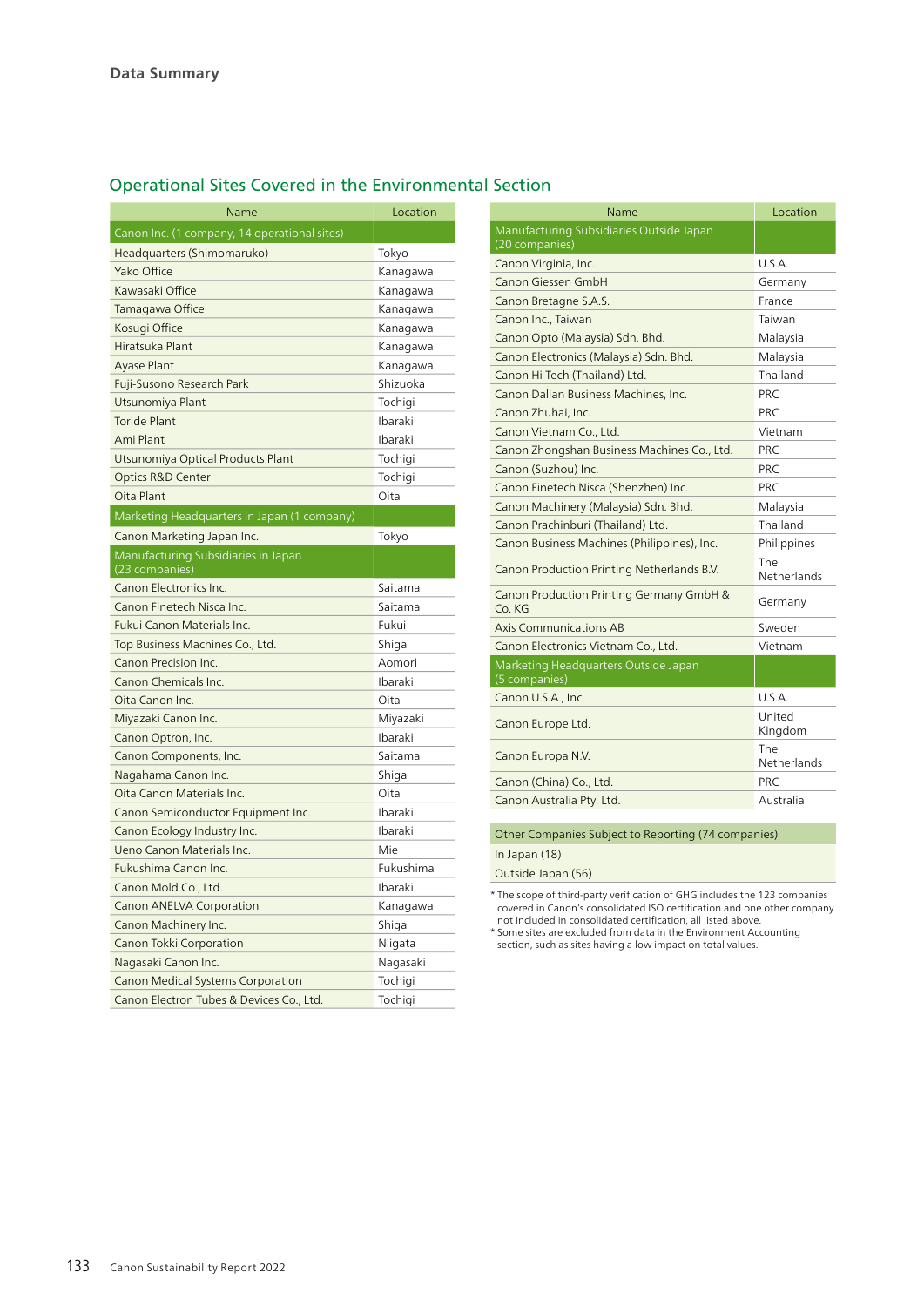## Data Summary

## Operational Sites Covered in the Environmental Section

| Name | Location |
|---|---|
| Canon Inc. (1 company, 14 operational sites) | |
| Headquarters (Shimomaruko) | Tokyo |
| Yako Office | Kanagawa |
| Kawasaki Office | Kanagawa |
| Tamagawa Office | Kanagawa |
| Kosugi Office | Kanagawa |
| Hiratsuka Plant | Kanagawa |
| Ayase Plant | Kanagawa |
| Fuji-Susono Research Park | Shizuoka |
| Utsunomiya Plant | Tochigi |
| Toride Plant | Ibaraki |
| Ami Plant | Ibaraki |
| Utsunomiya Optical Products Plant | Tochigi |
| Optics R&D Center | Tochigi |
| Oita Plant | Oita |
| Marketing Headquarters in Japan (1 company) | |
| Canon Marketing Japan Inc. | Tokyo |
| Manufacturing Subsidiaries in Japan (23 companies) | |
| Canon Electronics Inc. | Saitama |
| Canon Finetech Nisca Inc. | Saitama |
| Fukui Canon Materials Inc. | Fukui |
| Top Business Machines Co., Ltd. | Shiga |
| Canon Precision Inc. | Aomori |
| Canon Chemicals Inc. | Ibaraki |
| Oita Canon Inc. | Oita |
| Miyazaki Canon Inc. | Miyazaki |
| Canon Optron, Inc. | Ibaraki |
| Canon Components, Inc. | Saitama |
| Nagahama Canon Inc. | Shiga |
| Oita Canon Materials Inc. | Oita |
| Canon Semiconductor Equipment Inc. | Ibaraki |
| Canon Ecology Industry Inc. | Ibaraki |
| Ueno Canon Materials Inc. | Mie |
| Fukushima Canon Inc. | Fukushima |
| Canon Mold Co., Ltd. | Ibaraki |
| Canon ANELVA Corporation | Kanagawa |
| Canon Machinery Inc. | Shiga |
| Canon Tokki Corporation | Niigata |
| Nagasaki Canon Inc. | Nagasaki |
| Canon Medical Systems Corporation | Tochigi |
| Canon Electron Tubes & Devices Co., Ltd. | Tochigi |

| Name | Location |
|---|---|
| Manufacturing Subsidiaries Outside Japan (20 companies) | |
| Canon Virginia, Inc. | U.S.A. |
| Canon Giessen GmbH | Germany |
| Canon Bretagne S.A.S. | France |
| Canon Inc., Taiwan | Taiwan |
| Canon Opto (Malaysia) Sdn. Bhd. | Malaysia |
| Canon Electronics (Malaysia) Sdn. Bhd. | Malaysia |
| Canon Hi-Tech (Thailand) Ltd. | Thailand |
| Canon Dalian Business Machines, Inc. | PRC |
| Canon Zhuhai, Inc. | PRC |
| Canon Vietnam Co., Ltd. | Vietnam |
| Canon Zhongshan Business Machines Co., Ltd. | PRC |
| Canon (Suzhou) Inc. | PRC |
| Canon Finetech Nisca (Shenzhen) Inc. | PRC |
| Canon Machinery (Malaysia) Sdn. Bhd. | Malaysia |
| Canon Prachinburi (Thailand) Ltd. | Thailand |
| Canon Business Machines (Philippines), Inc. | Philippines |
| Canon Production Printing Netherlands B.V. | The Netherlands |
| Canon Production Printing Germany GmbH & Co. KG | Germany |
| Axis Communications AB | Sweden |
| Canon Electronics Vietnam Co., Ltd. | Vietnam |
| Marketing Headquarters Outside Japan (5 companies) | |
| Canon U.S.A., Inc. | U.S.A. |
| Canon Europe Ltd. | United Kingdom |
| Canon Europa N.V. | The Netherlands |
| Canon (China) Co., Ltd. | PRC |
| Canon Australia Pty. Ltd. | Australia |

| Other Companies Subject to Reporting (74 companies) |
|---|
| In Japan (18) |
| Outside Japan (56) |

* The scope of third-party verification of GHG includes the 123 companies covered in Canon's consolidated ISO certification and one other company not included in consolidated certification, all listed above.
* Some sites are excluded from data in the Environment Accounting section, such as sites having a low impact on total values.